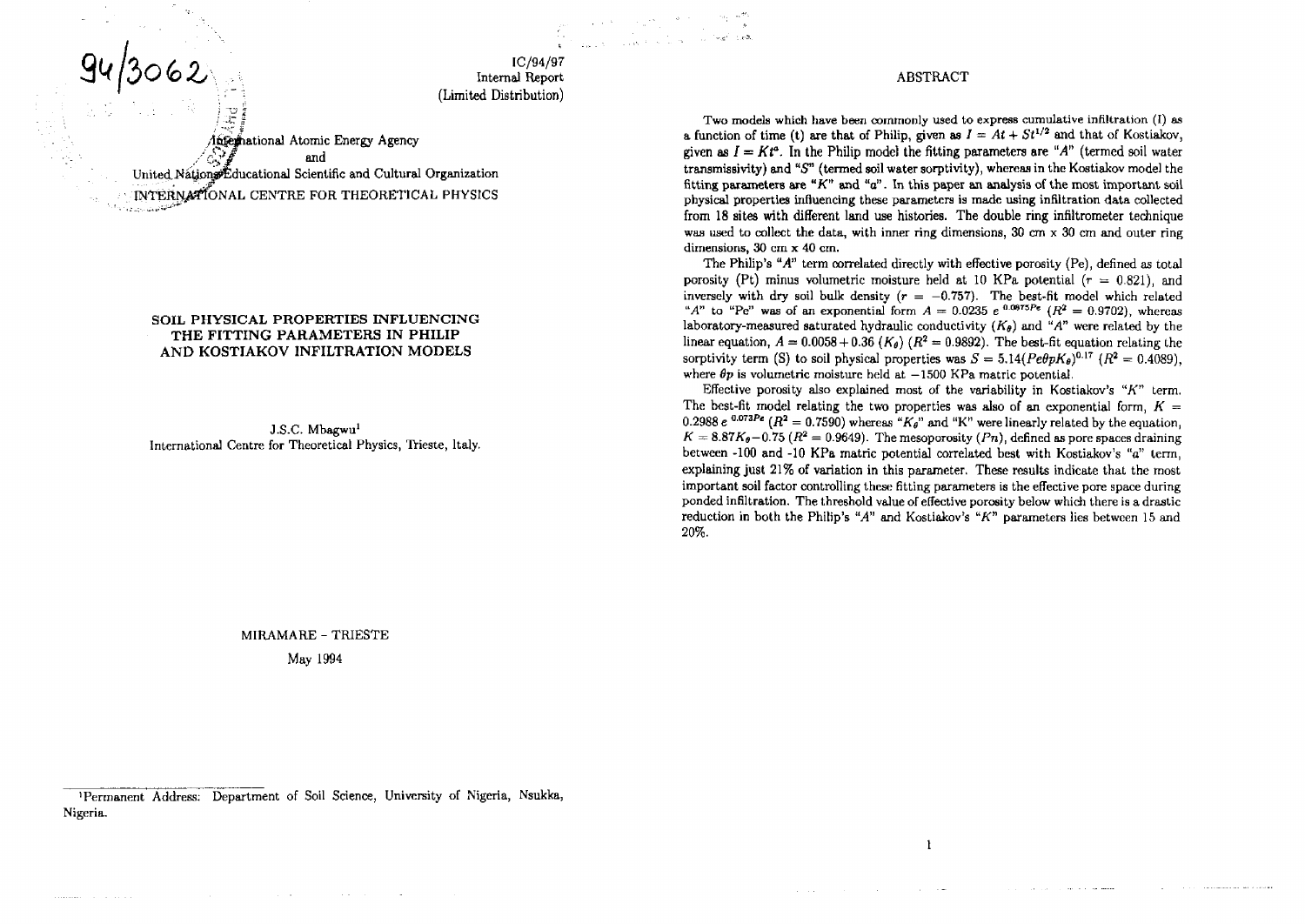94/3062

IC/94/97
Internal Report
(Limited Distribution)

International Atomic Energy Agency
and
United Nations Educational Scientific and Cultural Organization
INTERNATIONAL CENTRE FOR THEORETICAL PHYSICS

# SOIL PHYSICAL PROPERTIES INFLUENCING THE FITTING PARAMETERS IN PHILIP AND KOSTIAKOV INFILTRATION MODELS

J.S.C. Mbagwu[1]
International Centre for Theoretical Physics, Trieste, Italy.

MIRAMARE – TRIESTE
May 1994

[1]Permanent Address: Department of Soil Science, University of Nigeria, Nsukka, Nigeria.

## ABSTRACT

Two models which have been commonly used to express cumulative infiltration (I) as a function of time (t) are that of Philip, given as $I = At + St^{1/2}$ and that of Kostiakov, given as $I = Kt^a$. In the Philip model the fitting parameters are "$A$" (termed soil water transmissivity) and "$S$" (termed soil water sorptivity), whereas in the Kostiakov model the fitting parameters are "$K$" and "$a$". In this paper an analysis of the most important soil physical properties influencing these parameters is made using infiltration data collected from 18 sites with different land use histories. The double ring infiltrometer technique was used to collect the data, with inner ring dimensions, 30 cm x 30 cm and outer ring dimensions, 30 cm x 40 cm.

The Philip's "$A$" term correlated directly with effective porosity (Pe), defined as total porosity (Pt) minus volumetric moisture held at 10 KPa potential ($r = 0.821$), and inversely with dry soil bulk density ($r = -0.757$). The best-fit model which related "$A$" to "Pe" was of an exponential form $A = 0.0235\ e^{\ 0.0875Pe}$ ($R^2 = 0.9702$), whereas laboratory-measured saturated hydraulic conductivity ($K_\theta$) and "$A$" were related by the linear equation, $A = 0.0058 + 0.36\ (K_\theta)$ ($R^2 = 0.9892$). The best-fit equation relating the sorptivity term (S) to soil physical properties was $S = 5.14(Pe\theta pK_\theta)^{0.17}$ ($R^2 = 0.4089$), where $\theta p$ is volumetric moisture held at $-1500$ KPa matric potential.

Effective porosity also explained most of the variability in Kostiakov's "$K$" term. The best-fit model relating the two properties was also of an exponential form, $K = 0.2988\ e^{\ 0.073Pe}$ ($R^2 = 0.7590$) whereas "$K_\theta$" and "K" were linearly related by the equation, $K = 8.87K_\theta - 0.75$ ($R^2 = 0.9649$). The mesoporosity ($Pn$), defined as pore spaces draining between -100 and -10 KPa matric potential correlated best with Kostiakov's "$a$" term, explaining just 21% of variation in this parameter. These results indicate that the most important soil factor controlling these fitting parameters is the effective pore space during ponded infiltration. The threshold value of effective porosity below which there is a drastic reduction in both the Philip's "$A$" and Kostiakov's "$K$" parameters lies between 15 and 20%.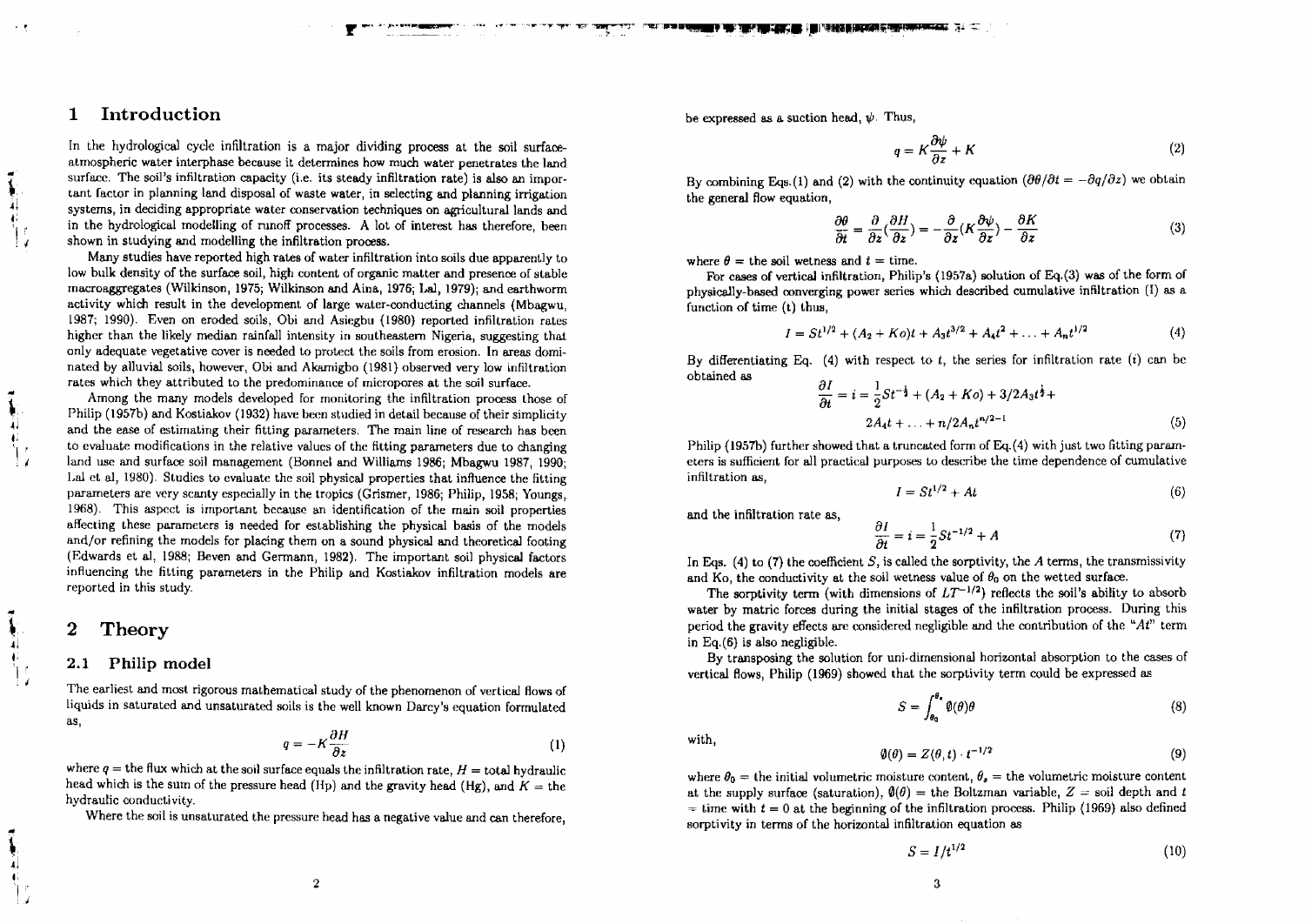# 1 Introduction

In the hydrological cycle infiltration is a major dividing process at the soil surface-atmospheric water interphase because it determines how much water penetrates the land surface. The soil's infiltration capacity (i.e. its steady infiltration rate) is also an important factor in planning land disposal of waste water, in selecting and planning irrigation systems, in deciding appropriate water conservation techniques on agricultural lands and in the hydrological modelling of runoff processes. A lot of interest has therefore, been shown in studying and modelling the infiltration process.

Many studies have reported high rates of water infiltration into soils due apparently to low bulk density of the surface soil, high content of organic matter and presence of stable macroaggregates (Wilkinson, 1975; Wilkinson and Aina, 1976; Lal, 1979); and earthworm activity which result in the development of large water-conducting channels (Mbagwu, 1987; 1990). Even on eroded soils, Obi and Asiegbu (1980) reported infiltration rates higher than the likely median rainfall intensity in southeastern Nigeria, suggesting that only adequate vegetative cover is needed to protect the soils from erosion. In areas dominated by alluvial soils, however, Obi and Akamigbo (1981) observed very low infiltration rates which they attributed to the predominance of micropores at the soil surface.

Among the many models developed for monitoring the infiltration process those of Philip (1957b) and Kostiakov (1932) have been studied in detail because of their simplicity and the ease of estimating their fitting parameters. The main line of research has been to evaluate modifications in the relative values of the fitting parameters due to changing land use and surface soil management (Bonnel and Williams 1986; Mbagwu 1987, 1990; Lal et al, 1980). Studies to evaluate the soil physical properties that influence the fitting parameters are very scanty especially in the tropics (Grismer, 1986; Philip, 1958; Youngs, 1968). This aspect is important because an identification of the main soil properties affecting these parameters is needed for establishing the physical basis of the models and/or refining the models for placing them on a sound physical and theoretical footing (Edwards et al, 1988; Beven and Germann, 1982). The important soil physical factors influencing the fitting parameters in the Philip and Kostiakov infiltration models are reported in this study.

# 2 Theory

## 2.1 Philip model

The earliest and most rigorous mathematical study of the phenomenon of vertical flows of liquids in saturated and unsaturated soils is the well known Darcy's equation formulated as,

$$q = -K\frac{\partial H}{\partial z} \tag{1}$$

where $q$ = the flux which at the soil surface equals the infiltration rate, $H$ = total hydraulic head which is the sum of the pressure head (Hp) and the gravity head (Hg), and $K$ = the hydraulic conductivity.

Where the soil is unsaturated the pressure head has a negative value and can therefore, be expressed as a suction head, $\psi$. Thus,

$$q = K\frac{\partial \psi}{\partial z} + K \tag{2}$$

By combining Eqs.(1) and (2) with the continuity equation ($\partial\theta/\partial t = -\partial q/\partial z$) we obtain the general flow equation,

$$\frac{\partial \theta}{\partial t} = \frac{\partial}{\partial z}\left(\frac{\partial H}{\partial z}\right) = -\frac{\partial}{\partial z}\left(K\frac{\partial \psi}{\partial z}\right) - \frac{\partial K}{\partial z} \tag{3}$$

where $\theta$ = the soil wetness and $t$ = time.

For cases of vertical infiltration, Philip's (1957a) solution of Eq.(3) was of the form of physically-based converging power series which described cumulative infiltration (I) as a function of time (t) thus,

$$I = St^{1/2} + (A_2 + Ko)t + A_3t^{3/2} + A_4t^2 + \ldots + A_nt^{1/2} \tag{4}$$

By differentiating Eq. (4) with respect to $t$, the series for infiltration rate ($i$) can be obtained as

$$\frac{\partial I}{\partial t} = i = \frac{1}{2}St^{-\frac{1}{2}} + (A_2 + Ko) + 3/2A_3t^{\frac{1}{2}} + 2A_4t + \ldots + n/2A_nt^{n/2-1} \tag{5}$$

Philip (1957b) further showed that a truncated form of Eq.(4) with just two fitting parameters is sufficient for all practical purposes to describe the time dependence of cumulative infiltration as,

$$I = St^{1/2} + At \tag{6}$$

and the infiltration rate as,

$$\frac{\partial I}{\partial t} = i = \frac{1}{2}St^{-1/2} + A \tag{7}$$

In Eqs. (4) to (7) the coefficient $S$, is called the sorptivity, the $A$ terms, the transmissivity and Ko, the conductivity at the soil wetness value of $\theta_0$ on the wetted surface.

The sorptivity term (with dimensions of $LT^{-1/2}$) reflects the soil's ability to absorb water by matric forces during the initial stages of the infiltration process. During this period the gravity effects are considered negligible and the contribution of the "$At$" term in Eq.(6) is also negligible.

By transposing the solution for uni-dimensional horizontal absorption to the cases of vertical flows, Philip (1969) showed that the sorptivity term could be expressed as

$$S = \int_{\theta_0}^{\theta_s} \emptyset(\theta)\theta \tag{8}$$

with,

$$\emptyset(\theta) = Z(\theta, t) \cdot t^{-1/2} \tag{9}$$

where $\theta_0$ = the initial volumetric moisture content, $\theta_s$ = the volumetric moisture content at the supply surface (saturation), $\emptyset(\theta)$ = the Boltzman variable, $Z$ = soil depth and $t$ = time with $t = 0$ at the beginning of the infiltration process. Philip (1969) also defined sorptivity in terms of the horizontal infiltration equation as

$$S = I/t^{1/2} \tag{10}$$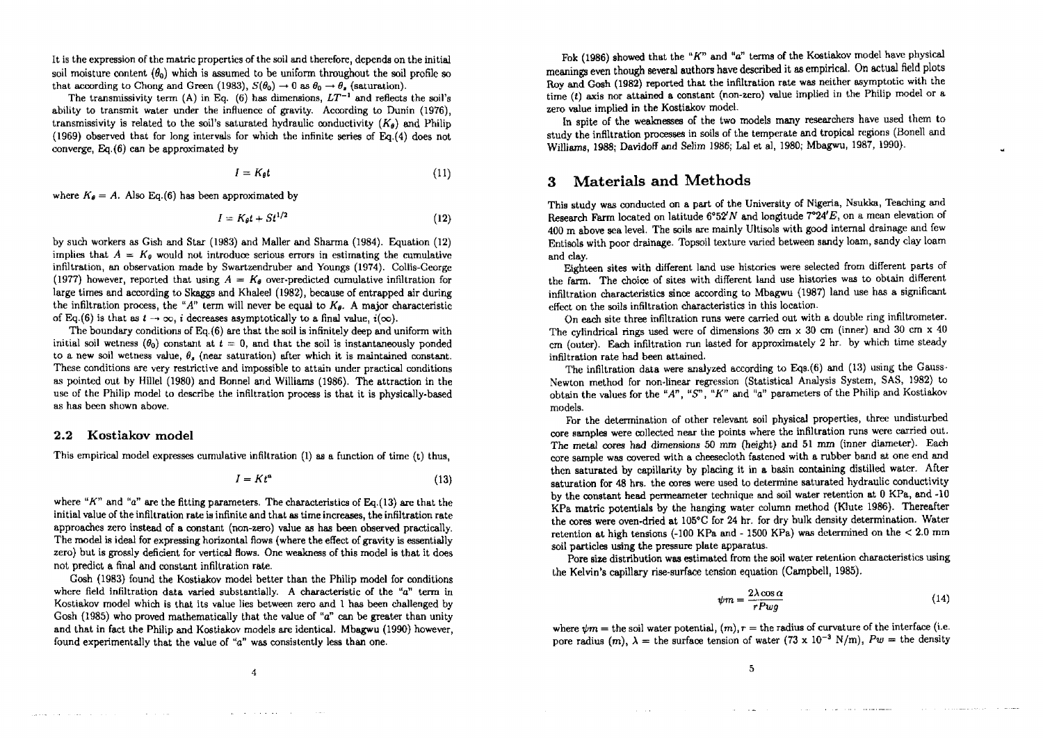It is the expression of the matric properties of the soil and therefore, depends on the initial soil moisture content ($\theta_0$) which is assumed to be uniform throughout the soil profile so that according to Chong and Green (1983), $S(\theta_0) \to 0$ as $\theta_0 \to \theta_s$ (saturation).

The transmissivity term (A) in Eq. (6) has dimensions, $LT^{-1}$ and reflects the soil's ability to transmit water under the influence of gravity. According to Dunin (1976), transmissivity is related to the soil's saturated hydraulic conductivity ($K_\theta$) and Philip (1969) observed that for long intervals for which the infinite series of Eq.(4) does not converge, Eq.(6) can be approximated by

$$I = K_\theta t \tag{11}$$

where $K_\theta = A$. Also Eq.(6) has been approximated by

$$I = K_\theta t + St^{1/2} \tag{12}$$

by such workers as Gish and Star (1983) and Maller and Sharma (1984). Equation (12) implies that $A = K_\theta$ would not introduce serious errors in estimating the cumulative infiltration, an observation made by Swartzendruber and Youngs (1974). Collis-George (1977) however, reported that using $A = K_\theta$ over-predicted cumulative infiltration for large times and according to Skaggs and Khaleel (1982), because of entrapped air during the infiltration process, the "$A$" term will never be equal to $K_\theta$. A major characteristic of Eq.(6) is that as $t \to \infty$, $i$ decreases asymptotically to a final value, $i(\infty)$.

The boundary conditions of Eq.(6) are that the soil is infinitely deep and uniform with initial soil wetness ($\theta_0$) constant at $t = 0$, and that the soil is instantaneously ponded to a new soil wetness value, $\theta_s$ (near saturation) after which it is maintained constant. These conditions are very restrictive and impossible to attain under practical conditions as pointed out by Hillel (1980) and Bonnel and Williams (1986). The attraction in the use of the Philip model to describe the infiltration process is that it is physically-based as has been shown above.

### 2.2 Kostiakov model

This empirical model expresses cumulative infiltration (I) as a function of time (t) thus,

$$I = Kt^a \tag{13}$$

where "$K$" and "$a$" are the fitting parameters. The characteristics of Eq.(13) are that the initial value of the infiltration rate is infinite and that as time increases, the infiltration rate approaches zero instead of a constant (non-zero) value as has been observed practically. The model is ideal for expressing horizontal flows (where the effect of gravity is essentially zero) but is grossly deficient for vertical flows. One weakness of this model is that it does not predict a final and constant infiltration rate.

Gosh (1983) found the Kostiakov model better than the Philip model for conditions where field infiltration data varied substantially. A characteristic of the "$a$" term in Kostiakov model which is that its value lies between zero and 1 has been challenged by Gosh (1985) who proved mathematically that the value of "$a$" can be greater than unity and that in fact the Philip and Kostiakov models are identical. Mbagwu (1990) however, found experimentally that the value of "$a$" was consistently less than one.

Fok (1986) showed that the "$K$" and "$a$" terms of the Kostiakov model have physical meanings even though several authors have described it as empirical. On actual field plots Roy and Gosh (1982) reported that the infiltration rate was neither asymptotic with the time ($t$) axis nor attained a constant (non-zero) value implied in the Philip model or a zero value implied in the Kostiakov model.

In spite of the weaknesses of the two models many researchers have used them to study the infiltration processes in soils of the temperate and tropical regions (Bonell and Williams, 1988; Davidoff and Selim 1986; Lal et al, 1980; Mbagwu, 1987, 1990).

## 3 Materials and Methods

This study was conducted on a part of the University of Nigeria, Nsukka, Teaching and Research Farm located on latitude 6°52′$N$ and longitude 7°24′$E$, on a mean elevation of 400 m above sea level. The soils are mainly Ultisols with good internal drainage and few Entisols with poor drainage. Topsoil texture varied between sandy loam, sandy clay loam and clay.

Eighteen sites with different land use histories were selected from different parts of the farm. The choice of sites with different land use histories was to obtain different infiltration characteristics since according to Mbagwu (1987) land use has a significant effect on the soils infiltration characteristics in this location.

On each site three infiltration runs were carried out with a double ring infiltrometer. The cylindrical rings used were of dimensions 30 cm x 30 cm (inner) and 30 cm x 40 cm (outer). Each infiltration run lasted for approximately 2 hr. by which time steady infiltration rate had been attained.

The infiltration data were analyzed according to Eqs.(6) and (13) using the Gauss-Newton method for non-linear regression (Statistical Analysis System, SAS, 1982) to obtain the values for the "$A$", "$S$", "$K$" and "$a$" parameters of the Philip and Kostiakov models.

For the determination of other relevant soil physical properties, three undisturbed core samples were collected near the points where the infiltration runs were carried out. The metal cores had dimensions 50 mm (height) and 51 mm (inner diameter). Each core sample was covered with a cheesecloth fastened with a rubber band at one end and then saturated by capillarity by placing it in a basin containing distilled water. After saturation for 48 hrs. the cores were used to determine saturated hydraulic conductivity by the constant head permeameter technique and soil water retention at 0 KPa, and -10 KPa matric potentials by the hanging water column method (Klute 1986). Thereafter the cores were oven-dried at 105°C for 24 hr. for dry bulk density determination. Water retention at high tensions (-100 KPa and - 1500 KPa) was determined on the < 2.0 mm soil particles using the pressure plate apparatus.

Pore size distribution was estimated from the soil water retention characteristics using the Kelvin's capillary rise-surface tension equation (Campbell, 1985).

$$\psi m = \frac{2\lambda \cos \alpha}{rPwg} \tag{14}$$

where $\psi m$ = the soil water potential, $(m), r$ = the radius of curvature of the interface (i.e. pore radius $(m)$, $\lambda$ = the surface tension of water (73 x $10^{-3}$ N/m), $Pw$ = the density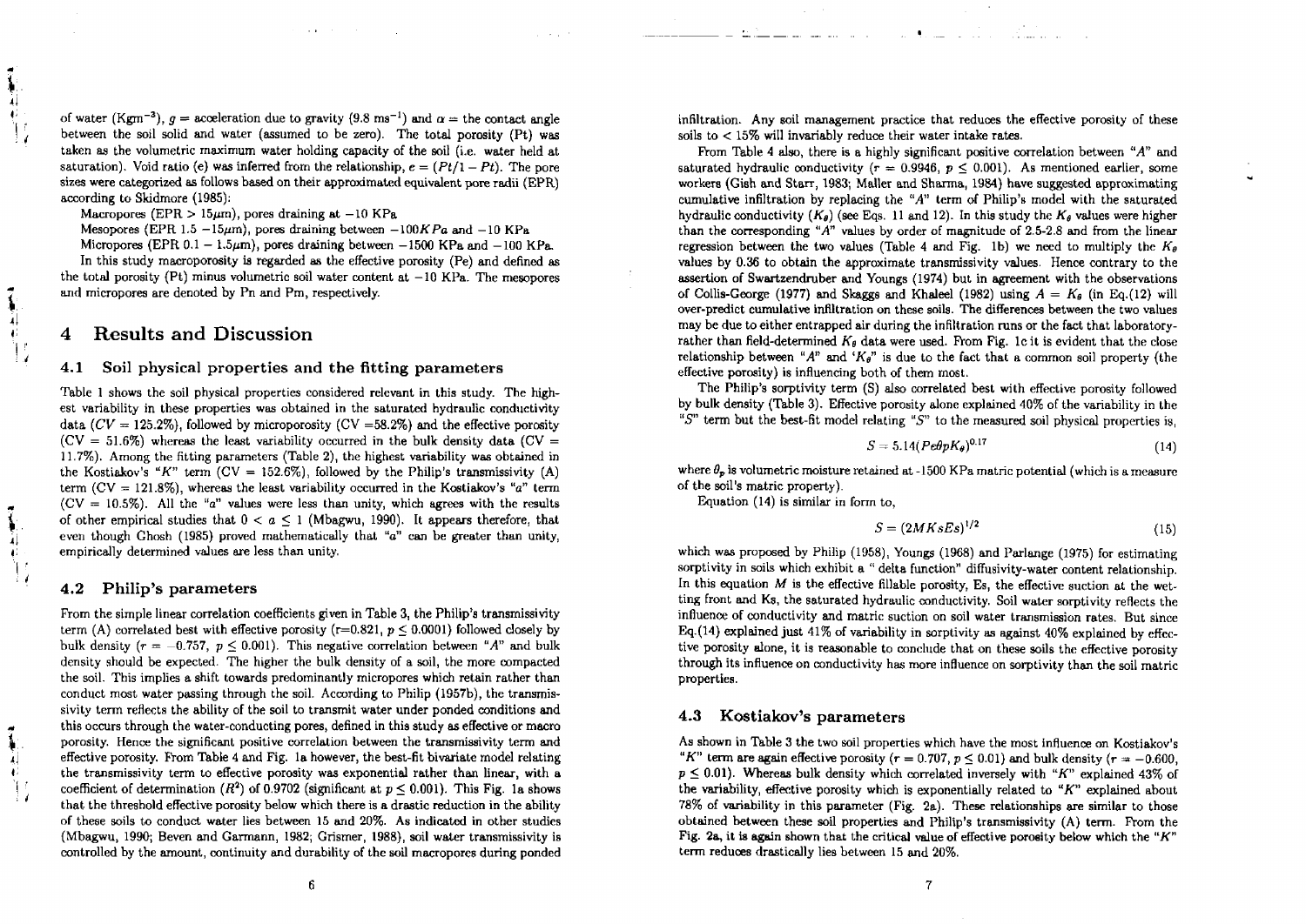of water ($Kgm^{-3}$), $g$ = acceleration due to gravity (9.8 $ms^{-1}$) and $\alpha$ = the contact angle between the soil solid and water (assumed to be zero). The total porosity (Pt) was taken as the volumetric maximum water holding capacity of the soil (i.e. water held at saturation). Void ratio (e) was inferred from the relationship, $e = (Pt/1 - Pt)$. The pore sizes were categorized as follows based on their approximated equivalent pore radii (EPR) according to Skidmore (1985):

Macropores (EPR > 15$\mu m$), pores draining at $-10$ KPa

Mesopores (EPR 1.5 $-15\mu m$), pores draining between $-100KPa$ and $-10$ KPa

Micropores (EPR 0.1 $- 1.5\mu m$), pores draining between $-1500$ KPa and $-100$ KPa.

In this study macroporosity is regarded as the effective porosity (Pe) and defined as the total porosity (Pt) minus volumetric soil water content at $-10$ KPa. The mesopores and micropores are denoted by Pn and Pm, respectively.

# 4 Results and Discussion

## 4.1 Soil physical properties and the fitting parameters

Table 1 shows the soil physical properties considered relevant in this study. The highest variability in these properties was obtained in the saturated hydraulic conductivity data (CV = 125.2%), followed by microporosity (CV =58.2%) and the effective porosity (CV = 51.6%) whereas the least variability occurred in the bulk density data (CV = 11.7%). Among the fitting parameters (Table 2), the highest variability was obtained in the Kostiakov's "$K$" term (CV = 152.6%), followed by the Philip's transmissivity (A) term (CV = 121.8%), whereas the least variability occurred in the Kostiakov's "$a$" term (CV = 10.5%). All the "$a$" values were less than unity, which agrees with the results of other empirical studies that $0 < a \leq 1$ (Mbagwu, 1990). It appears therefore, that even though Ghosh (1985) proved mathematically that "$a$" can be greater than unity, empirically determined values are less than unity.

## 4.2 Philip's parameters

From the simple linear correlation coefficients given in Table 3, the Philip's transmissivity term (A) correlated best with effective porosity ($r$=0.821, $p \leq 0.0001$) followed closely by bulk density ($r = -0.757$, $p \leq 0.001$). This negative correlation between "$A$" and bulk density should be expected. The higher the bulk density of a soil, the more compacted the soil. This implies a shift towards predominantly micropores which retain rather than conduct most water passing through the soil. According to Philip (1957b), the transmissivity term reflects the ability of the soil to transmit water under ponded conditions and this occurs through the water-conducting pores, defined in this study as effective or macro porosity. Hence the significant positive correlation between the transmissivity term and effective porosity. From Table 4 and Fig. 1a however, the best-fit bivariate model relating the transmissivity term to effective porosity was exponential rather than linear, with a coefficient of determination ($R^2$) of 0.9702 (significant at $p \leq 0.001$). This Fig. 1a shows that the threshold effective porosity below which there is a drastic reduction in the ability of these soils to conduct water lies between 15 and 20%. As indicated in other studies (Mbagwu, 1990; Beven and Garmann, 1982; Grismer, 1988), soil water transmissivity is controlled by the amount, continuity and durability of the soil macropores during ponded infiltration. Any soil management practice that reduces the effective porosity of these soils to < 15% will invariably reduce their water intake rates.

From Table 4 also, there is a highly significant positive correlation between "$A$" and saturated hydraulic conductivity ($r$ = 0.9946, $p \leq 0.001$). As mentioned earlier, some workers (Gish and Starr, 1983; Maller and Sharma, 1984) have suggested approximating cumulative infiltration by replacing the "$A$" term of Philip's model with the saturated hydraulic conductivity ($K_\theta$) (see Eqs. 11 and 12). In this study the $K_\theta$ values were higher than the corresponding "$A$" values by order of magnitude of 2.5-2.8 and from the linear regression between the two values (Table 4 and Fig. 1b) we need to multiply the $K_\theta$ values by 0.36 to obtain the approximate transmissivity values. Hence contrary to the assertion of Swartzendruber and Youngs (1974) but in agreement with the observations of Collis-George (1977) and Skaggs and Khaleel (1982) using $A = K_\theta$ (in Eq.(12) will over-predict cumulative infiltration on these soils. The differences between the two values may be due to either entrapped air during the infiltration runs or the fact that laboratory-rather than field-determined $K_\theta$ data were used. From Fig. 1c it is evident that the close relationship between "$A$" and '$K_\theta$" is due to the fact that a common soil property (the effective porosity) is influencing both of them most.

The Philip's sorptivity term (S) also correlated best with effective porosity followed by bulk density (Table 3). Effective porosity alone explained 40% of the variability in the "$S$" term but the best-fit model relating "$S$" to the measured soil physical properties is,

$$S = 5.14(Pe\theta pK_\theta)^{0.17} \tag{14}$$

where $\theta_p$ is volumetric moisture retained at -1500 KPa matric potential (which is a measure of the soil's matric property).

Equation (14) is similar in form to,

$$S = (2MKsEs)^{1/2} \tag{15}$$

which was proposed by Philip (1958), Youngs (1968) and Parlange (1975) for estimating sorptivity in soils which exhibit a " delta function" diffusivity-water content relationship. In this equation $M$ is the effective fillable porosity, Es, the effective suction at the wetting front and Ks, the saturated hydraulic conductivity. Soil water sorptivity reflects the influence of conductivity and matric suction on soil water transmission rates. But since Eq.(14) explained just 41% of variability in sorptivity as against 40% explained by effective porosity alone, it is reasonable to conclude that on these soils the effective porosity through its influence on conductivity has more influence on sorptivity than the soil matric properties.

## 4.3 Kostiakov's parameters

As shown in Table 3 the two soil properties which have the most influence on Kostiakov's "$K$" term are again effective porosity ($r$ = 0.707, $p \leq 0.01$) and bulk density ($r = -0.600$, $p \leq 0.01$). Whereas bulk density which correlated inversely with "$K$" explained 43% of the variability, effective porosity which is exponentially related to "$K$" explained about 78% of variability in this parameter (Fig. 2a). These relationships are similar to those obtained between these soil properties and Philip's transmissivity (A) term. From the Fig. 2a, it is again shown that the critical value of effective porosity below which the "$K$" term reduces drastically lies between 15 and 20%.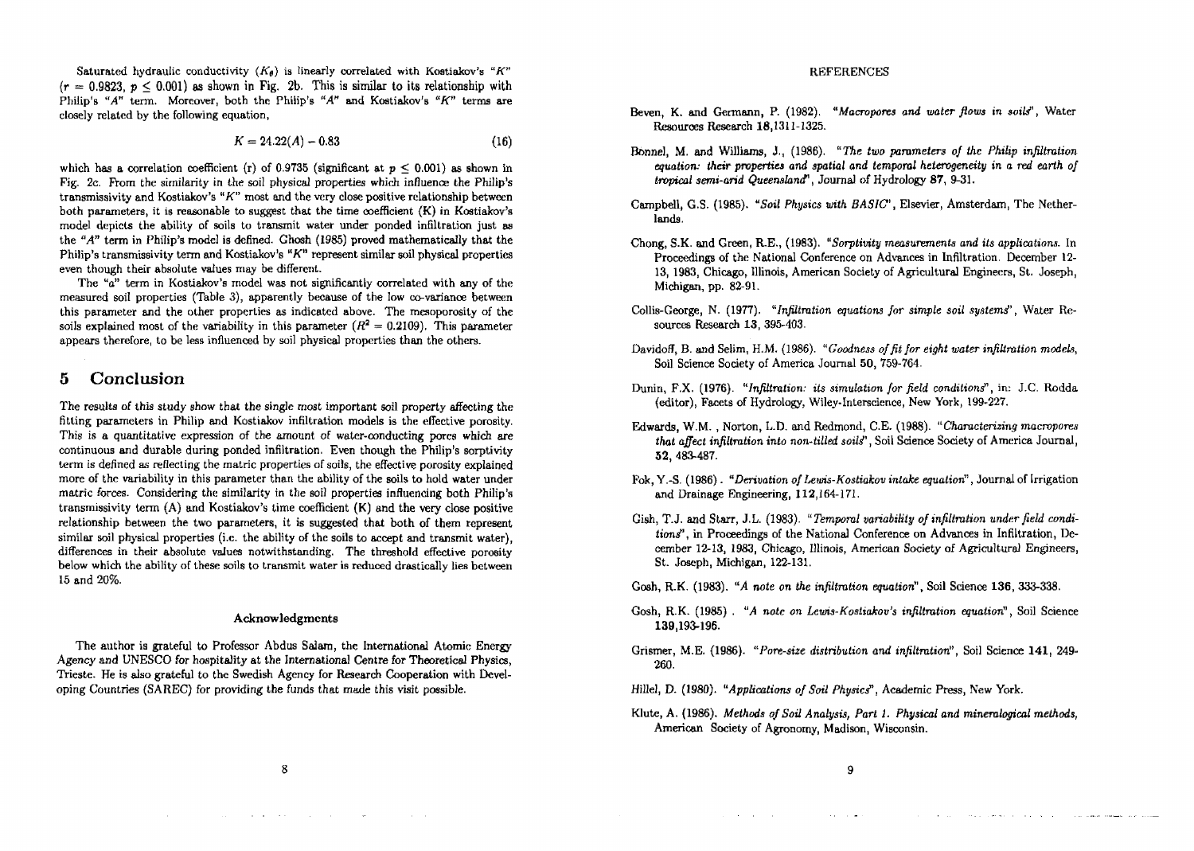Saturated hydraulic conductivity ($K_s$) is linearly correlated with Kostiakov's "$K$" ($r = 0.9823$, $p \leq 0.001$) as shown in Fig. 2b. This is similar to its relationship with Philip's "$A$" term. Moreover, both the Philip's "$A$" and Kostiakov's "$K$" terms are closely related by the following equation,

$$K = 24.22(A) - 0.83 \tag{16}$$

which has a correlation coefficient (r) of 0.9735 (significant at $p \leq 0.001$) as shown in Fig. 2c. From the similarity in the soil physical properties which influence the Philip's transmissivity and Kostiakov's "$K$" most and the very close positive relationship between both parameters, it is reasonable to suggest that the time coefficient (K) in Kostiakov's model depicts the ability of soils to transmit water under ponded infiltration just as the "$A$" term in Philip's model is defined. Ghosh (1985) proved mathematically that the Philip's transmissivity term and Kostiakov's "$K$" represent similar soil physical properties even though their absolute values may be different.

The "$a$" term in Kostiakov's model was not significantly correlated with any of the measured soil properties (Table 3), apparently because of the low co-variance between this parameter and the other properties as indicated above. The mesoporosity of the soils explained most of the variability in this parameter ($R^2 = 0.2109$). This parameter appears therefore, to be less influenced by soil physical properties than the others.

# 5 Conclusion

The results of this study show that the single most important soil property affecting the fitting parameters in Philip and Kostiakov infiltration models is the effective porosity. This is a quantitative expression of the amount of water-conducting pores which are continuous and durable during ponded infiltration. Even though the Philip's sorptivity term is defined as reflecting the matric properties of soils, the effective porosity explained more of the variability in this parameter than the ability of the soils to hold water under matric forces. Considering the similarity in the soil properties influencing both Philip's transmissivity term (A) and Kostiakov's time coefficient (K) and the very close positive relationship between the two parameters, it is suggested that both of them represent similar soil physical properties (i.e. the ability of the soils to accept and transmit water), differences in their absolute values notwithstanding. The threshold effective porosity below which the ability of these soils to transmit water is reduced drastically lies between 15 and 20%.

### Acknowledgments

The author is grateful to Professor Abdus Salam, the International Atomic Energy Agency and UNESCO for hospitality at the International Centre for Theoretical Physics, Trieste. He is also grateful to the Swedish Agency for Research Cooperation with Developing Countries (SAREC) for providing the funds that made this visit possible.

## REFERENCES

Beven, K. and Germann, P. (1982). *"Macropores and water flows in soils"*, Water Resources Research **18**,1311-1325.

Bonnel, M. and Williams, J., (1986). *"The two parameters of the Philip infiltration equation: their properties and spatial and temporal heterogeneity in a red earth of tropical semi-arid Queensland"*, Journal of Hydrology **87**, 9-31.

Campbell, G.S. (1985). *"Soil Physics with BASIC"*, Elsevier, Amsterdam, The Netherlands.

Chong, S.K. and Green, R.E., (1983). *"Sorptivity measurements and its applications.* In Proceedings of the National Conference on Advances in Infiltration. December 12-13, 1983, Chicago, Illinois, American Society of Agricultural Engineers, St. Joseph, Michigan, pp. 82-91.

Collis-George, N. (1977). *"Infiltration equations for simple soil systems"*, Water Resources Research **13**, 395-403.

Davidoff, B. and Selim, H.M. (1986). *"Goodness of fit for eight water infiltration models*, Soil Science Society of America Journal **50**, 759-764.

Dunin, F.X. (1976). *"Infiltration: its simulation for field conditions"*, in: J.C. Rodda (editor), Facets of Hydrology, Wiley-Interscience, New York, 199-227.

Edwards, W.M. , Norton, L.D. and Redmond, C.E. (1988). *"Characterizing macropores that affect infiltration into non-tilled soils"*, Soil Science Society of America Journal, **52**, 483-487.

Fok, Y.-S. (1986) . *"Derivation of Lewis-Kostiakov intake equation"*, Journal of Irrigation and Drainage Engineering, **112**,164-171.

Gish, T.J. and Starr, J.L. (1983). *"Temporal variability of infiltration under field conditions"*, in Proceedings of the National Conference on Advances in Infiltration, December 12-13, 1983, Chicago, Illinois, American Society of Agricultural Engineers, St. Joseph, Michigan, 122-131.

Gosh, R.K. (1983). *"A note on the infiltration equation"*, Soil Science **136**, 333-338.

Gosh, R.K. (1985) . *"A note on Lewis-Kostiakov's infiltration equation"*, Soil Science **139**,193-196.

Grismer, M.E. (1986). *"Pore-size distribution and infiltration"*, Soil Science **141**, 249-260.

Hillel, D. (1980). *"Applications of Soil Physics"*, Academic Press, New York.

Klute, A. (1986). *Methods of Soil Analysis, Part 1. Physical and mineralogical methods*, American Society of Agronomy, Madison, Wisconsin.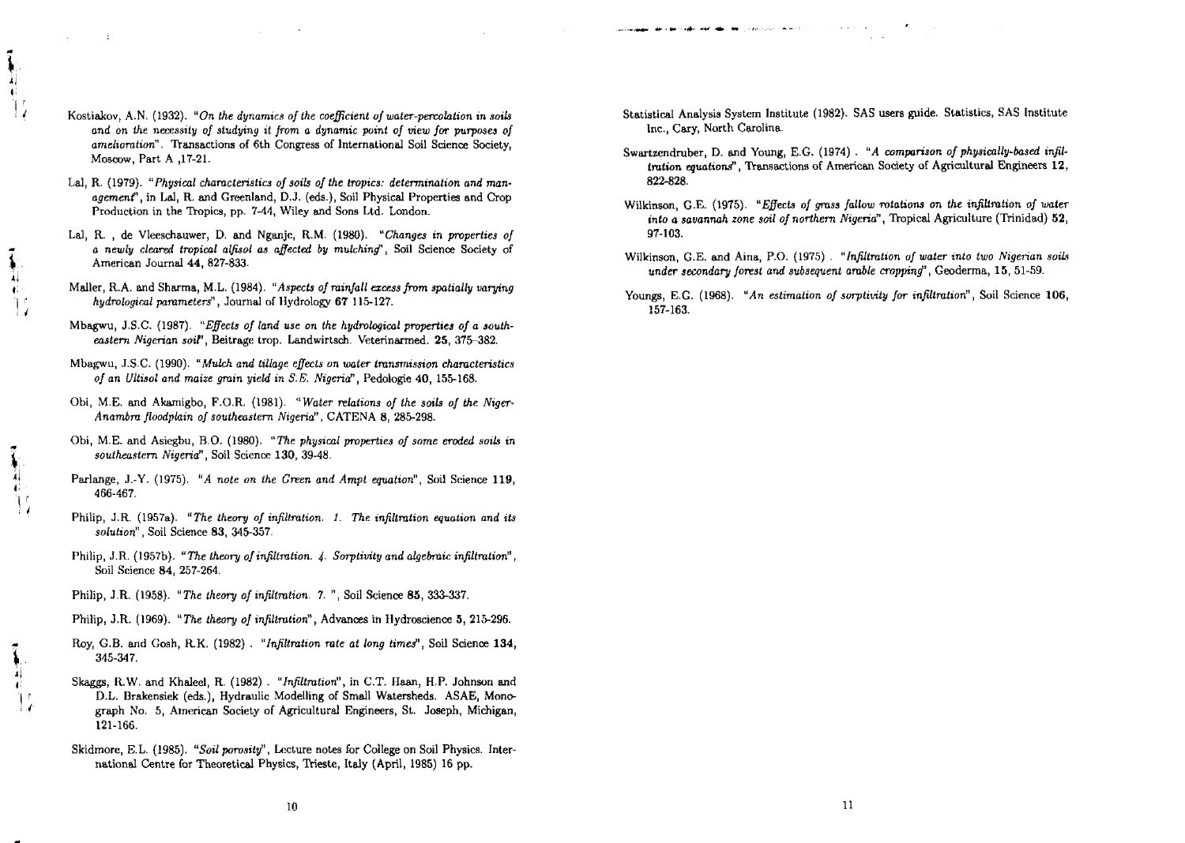Kostiakov, A.N. (1932). "*On the dynamics of the coefficient of water-percolation in soils and on the necessity of studying it from a dynamic point of view for purposes of amelioration*". Transactions of 6th Congress of International Soil Science Society, Moscow, Part A ,17-21.

Lal, R. (1979). "*Physical characteristics of soils of the tropics: determination and management*", in Lal, R. and Greenland, D.J. (eds.), Soil Physical Properties and Crop Production in the Tropics, pp. 7-44, Wiley and Sons Ltd. London.

Lal, R. , de Vleeschauwer, D. and Nganje, R.M. (1980). "*Changes in properties of a newly cleared tropical alfisol as affected by mulching*", Soil Science Society of American Journal **44**, 827-833.

Maller, R.A. and Sharma, M.L. (1984). "*Aspects of rainfall excess from spatially varying hydrological parameters*", Journal of Hydrology **67** 115-127.

Mbagwu, J.S.C. (1987). "*Effects of land use on the hydrological properties of a southeastern Nigerian soil*", Beitrage trop. Landwirtsch. Veterinarmed. **25**, 375-382.

Mbagwu, J.S.C. (1990). "*Mulch and tillage effects on water transmission characteristics of an Ultisol and maize grain yield in S.E. Nigeria*", Pedologie **40**, 155-168.

Obi, M.E. and Akamigbo, F.O.R. (1981). "*Water relations of the soils of the Niger-Anambra floodplain of southeastern Nigeria*", CATENA **8**, 285-298.

Obi, M.E. and Asiegbu, B.O. (1980). "*The physical properties of some eroded soils in southeastern Nigeria*", Soil Science **130**, 39-48.

Parlange, J.-Y. (1975). "*A note on the Green and Ampt equation*", Soil Science **119**, 466-467.

Philip, J.R. (1957a). "*The theory of infiltration. 1. The infiltration equation and its solution*", Soil Science **83**, 345-357.

Philip, J.R. (1957b). "*The theory of infiltration. 4. Sorptivity and algebraic infiltration*", Soil Science **84**, 257-264.

Philip, J.R. (1958). "*The theory of infiltration. 7.* ", Soil Science **85**, 333-337.

Philip, J.R. (1969). "*The theory of infiltration*", Advances in Hydroscience **5**, 215-296.

Roy, G.B. and Gosh, R.K. (1982) . "*Infiltration rate at long times*", Soil Science **134**, 345-347.

Skaggs, R.W. and Khaleel, R. (1982) . "*Infiltration*", in C.T. Haan, H.P. Johnson and D.L. Brakensiek (eds.), Hydraulic Modelling of Small Watersheds. ASAE, Monograph No. 5, American Society of Agricultural Engineers, St. Joseph, Michigan, 121-166.

Skidmore, E.L. (1985). "*Soil porosity*", Lecture notes for College on Soil Physics. International Centre for Theoretical Physics, Trieste, Italy (April, 1985) 16 pp.

Statistical Analysis System Institute (1982). SAS users guide. Statistics, SAS Institute Inc., Cary, North Carolina.

Swartzendruber, D. and Young, E.G. (1974) . "*A comparison of physically-based infiltration equations*", Transactions of American Society of Agricultural Engineers **12**, 822-828.

Wilkinson, G.E. (1975). "*Effects of grass fallow rotations on the infiltration of water into a savannah zone soil of northern Nigeria*", Tropical Agriculture (Trinidad) **52**, 97-103.

Wilkinson, G.E. and Aina, P.O. (1975) . "*Infiltration of water into two Nigerian soils under secondary forest and subsequent arable cropping*", Geoderma, **15**, 51-59.

Youngs, E.G. (1968). "*An estimation of sorptivity for infiltration*", Soil Science **106**, 157-163.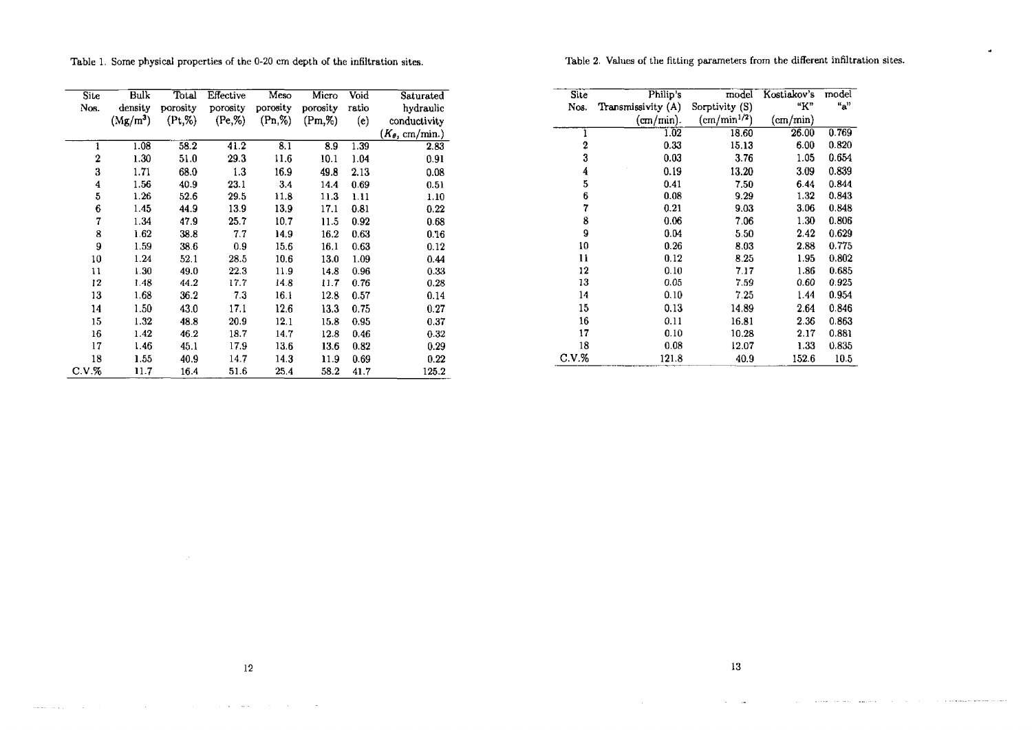Table 1. Some physical properties of the 0-20 cm depth of the infiltration sites.

| Site Nos. | Bulk density ($Mg/m^3$) | Total porosity (Pt,%) | Effective porosity (Pe,%) | Meso porosity (Pn,%) | Micro porosity (Pm,%) | Void ratio (e) | Saturated hydraulic conductivity ($K_s$, cm/min.) |
|---|---|---|---|---|---|---|---|
| 1 | 1.08 | 58.2 | 41.2 | 8.1 | 8.9 | 1.39 | 2.83 |
| 2 | 1.30 | 51.0 | 29.3 | 11.6 | 10.1 | 1.04 | 0.91 |
| 3 | 1.71 | 68.0 | 1.3 | 16.9 | 49.8 | 2.13 | 0.08 |
| 4 | 1.56 | 40.9 | 23.1 | 3.4 | 14.4 | 0.69 | 0.51 |
| 5 | 1.26 | 52.6 | 29.5 | 11.8 | 11.3 | 1.11 | 1.10 |
| 6 | 1.45 | 44.9 | 13.9 | 13.9 | 17.1 | 0.81 | 0.22 |
| 7 | 1.34 | 47.9 | 25.7 | 10.7 | 11.5 | 0.92 | 0.68 |
| 8 | 1.62 | 38.8 | 7.7 | 14.9 | 16.2 | 0.63 | 0.16 |
| 9 | 1.59 | 38.6 | 0.9 | 15.6 | 16.1 | 0.63 | 0.12 |
| 10 | 1.24 | 52.1 | 28.5 | 10.6 | 13.0 | 1.09 | 0.44 |
| 11 | 1.30 | 49.0 | 22.3 | 11.9 | 14.8 | 0.96 | 0.33 |
| 12 | 1.48 | 44.2 | 17.7 | 14.8 | 11.7 | 0.76 | 0.28 |
| 13 | 1.68 | 36.2 | 7.3 | 16.1 | 12.8 | 0.57 | 0.14 |
| 14 | 1.50 | 43.0 | 17.1 | 12.6 | 13.3 | 0.75 | 0.27 |
| 15 | 1.32 | 48.8 | 20.9 | 12.1 | 15.8 | 0.95 | 0.37 |
| 16 | 1.42 | 46.2 | 18.7 | 14.7 | 12.8 | 0.46 | 0.32 |
| 17 | 1.46 | 45.1 | 17.9 | 13.6 | 13.6 | 0.82 | 0.29 |
| 18 | 1.55 | 40.9 | 14.7 | 14.3 | 11.9 | 0.69 | 0.22 |
| C.V.% | 11.7 | 16.4 | 51.6 | 25.4 | 58.2 | 41.7 | 125.2 |

Table 2. Values of the fitting parameters from the different infiltration sites.

| Site Nos. | Philip's model Transmissivity (A) (cm/min). | Philip's model Sorptivity (S) ($cm/min^{1/2}$) | Kostiakov's model "K" (cm/min) | Kostiakov's model "a" |
|---|---|---|---|---|
| 1 | 1.02 | 18.60 | 26.00 | 0.769 |
| 2 | 0.33 | 15.13 | 6.00 | 0.820 |
| 3 | 0.03 | 3.76 | 1.05 | 0.654 |
| 4 | 0.19 | 13.20 | 3.09 | 0.839 |
| 5 | 0.41 | 7.50 | 6.44 | 0.844 |
| 6 | 0.08 | 9.29 | 1.32 | 0.843 |
| 7 | 0.21 | 9.03 | 3.06 | 0.848 |
| 8 | 0.06 | 7.06 | 1.30 | 0.806 |
| 9 | 0.04 | 5.50 | 2.42 | 0.629 |
| 10 | 0.26 | 8.03 | 2.88 | 0.775 |
| 11 | 0.12 | 8.25 | 1.95 | 0.802 |
| 12 | 0.10 | 7.17 | 1.86 | 0.685 |
| 13 | 0.05 | 7.59 | 0.60 | 0.925 |
| 14 | 0.10 | 7.25 | 1.44 | 0.954 |
| 15 | 0.13 | 14.89 | 2.64 | 0.846 |
| 16 | 0.11 | 16.81 | 2.36 | 0.863 |
| 17 | 0.10 | 10.28 | 2.17 | 0.881 |
| 18 | 0.08 | 12.07 | 1.33 | 0.835 |
| C.V.% | 121.8 | 40.9 | 152.6 | 10.5 |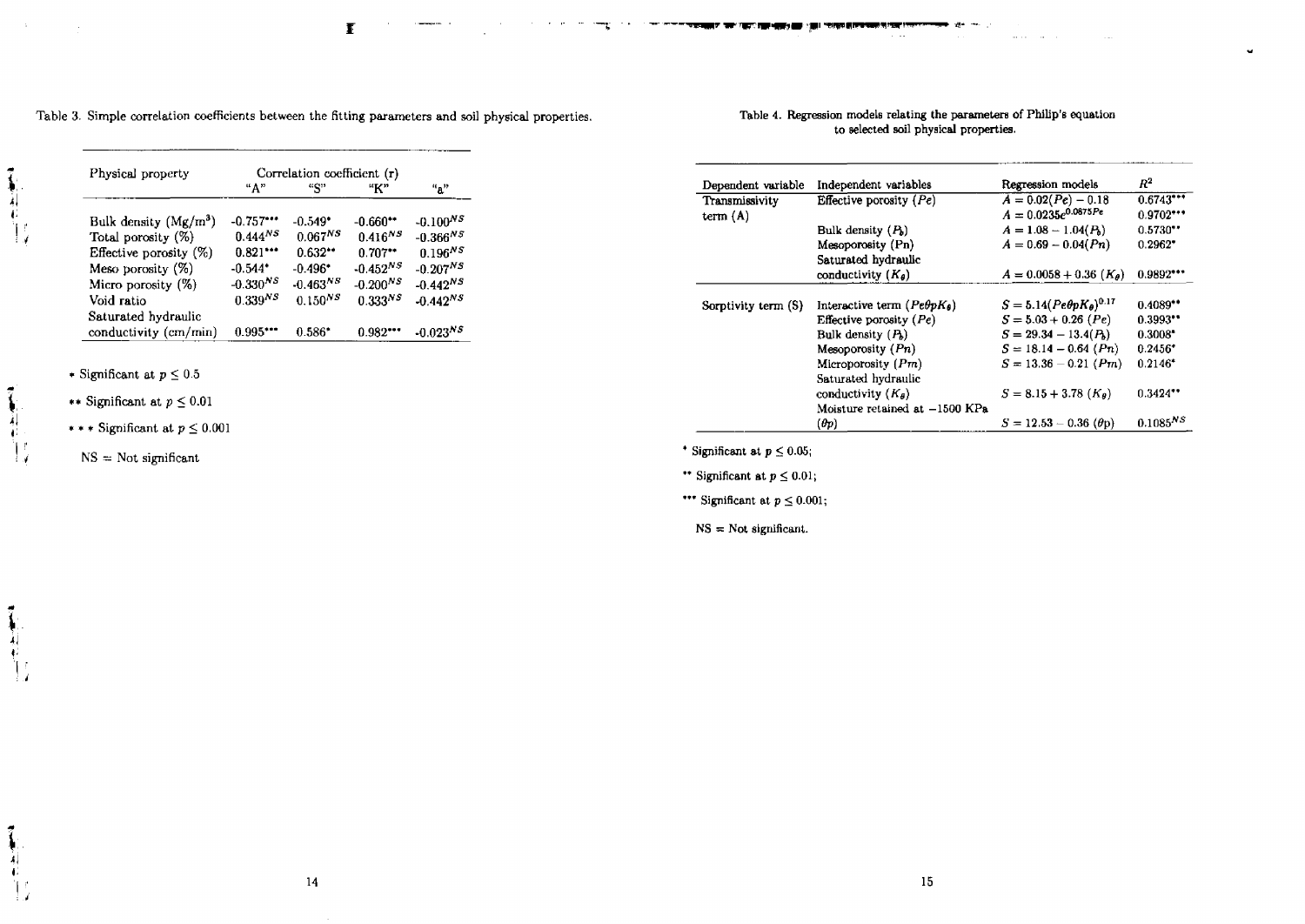Table 3. Simple correlation coefficients between the fitting parameters and soil physical properties.

| Physical property | Correlation coefficient (r) | | | |
|---|---|---|---|---|
| | "A" | "S" | "K" | "a" |
| Bulk density ($Mg/m^3$) | $-0.757^{***}$ | $-0.549^{*}$ | $-0.660^{**}$ | $-0.100^{NS}$ |
| Total porosity (%) | $0.444^{NS}$ | $0.067^{NS}$ | $0.416^{NS}$ | $-0.366^{NS}$ |
| Effective porosity (%) | $0.821^{***}$ | $0.632^{**}$ | $0.707^{**}$ | $0.196^{NS}$ |
| Meso porosity (%) | $-0.544^{*}$ | $-0.496^{*}$ | $-0.452^{NS}$ | $-0.207^{NS}$ |
| Micro porosity (%) | $-0.330^{NS}$ | $-0.463^{NS}$ | $-0.200^{NS}$ | $-0.442^{NS}$ |
| Void ratio | $0.339^{NS}$ | $0.150^{NS}$ | $0.333^{NS}$ | $-0.442^{NS}$ |
| Saturated hydraulic conductivity (cm/min) | $0.995^{***}$ | $0.586^{*}$ | $0.982^{***}$ | $-0.023^{NS}$ |

\* Significant at $p \leq 0.5$

\*\* Significant at $p \leq 0.01$

\*\*\* Significant at $p \leq 0.001$

NS = Not significant

Table 4. Regression models relating the parameters of Philip's equation to selected soil physical properties.

| Dependent variable | Independent variables | Regression models | $R^2$ |
|---|---|---|---|
| Transmissivity term (A) | Effective porosity ($Pe$) | $A = 0.02(Pe) - 0.18$ | $0.6743^{***}$ |
| | | $A = 0.0235e^{0.0875Pe}$ | $0.9702^{***}$ |
| | Bulk density ($P_b$) | $A = 1.08 - 1.04(P_b)$ | $0.5730^{**}$ |
| | Mesoporosity (Pn) | $A = 0.69 - 0.04(Pn)$ | $0.2962^{*}$ |
| | Saturated hydraulic conductivity ($K_\theta$) | $A = 0.0058 + 0.36\ (K_\theta)$ | $0.9892^{***}$ |
| Sorptivity term (S) | Interactive term ($Pe\theta pK_\theta$) | $S = 5.14(Pe\theta pK_\theta)^{0.17}$ | $0.4089^{**}$ |
| | Effective porosity ($Pe$) | $S = 5.03 + 0.26\ (Pe)$ | $0.3993^{**}$ |
| | Bulk density ($P_b$) | $S = 29.34 - 13.4(P_b)$ | $0.3008^{*}$ |
| | Mesoporosity ($Pn$) | $S = 18.14 - 0.64\ (Pn)$ | $0.2456^{*}$ |
| | Microporosity ($Pm$) | $S = 13.36 - 0.21\ (Pm)$ | $0.2146^{*}$ |
| | Saturated hydraulic conductivity ($K_\theta$) | $S = 8.15 + 3.78\ (K_\theta)$ | $0.3424^{**}$ |
| | Moisture retained at −1500 KPa ($\theta p$) | $S = 12.53 - 0.36\ (\theta p)$ | $0.1085^{NS}$ |

\* Significant at $p \leq 0.05$;

\*\* Significant at $p \leq 0.01$;

\*\*\* Significant at $p \leq 0.001$;

NS = Not significant.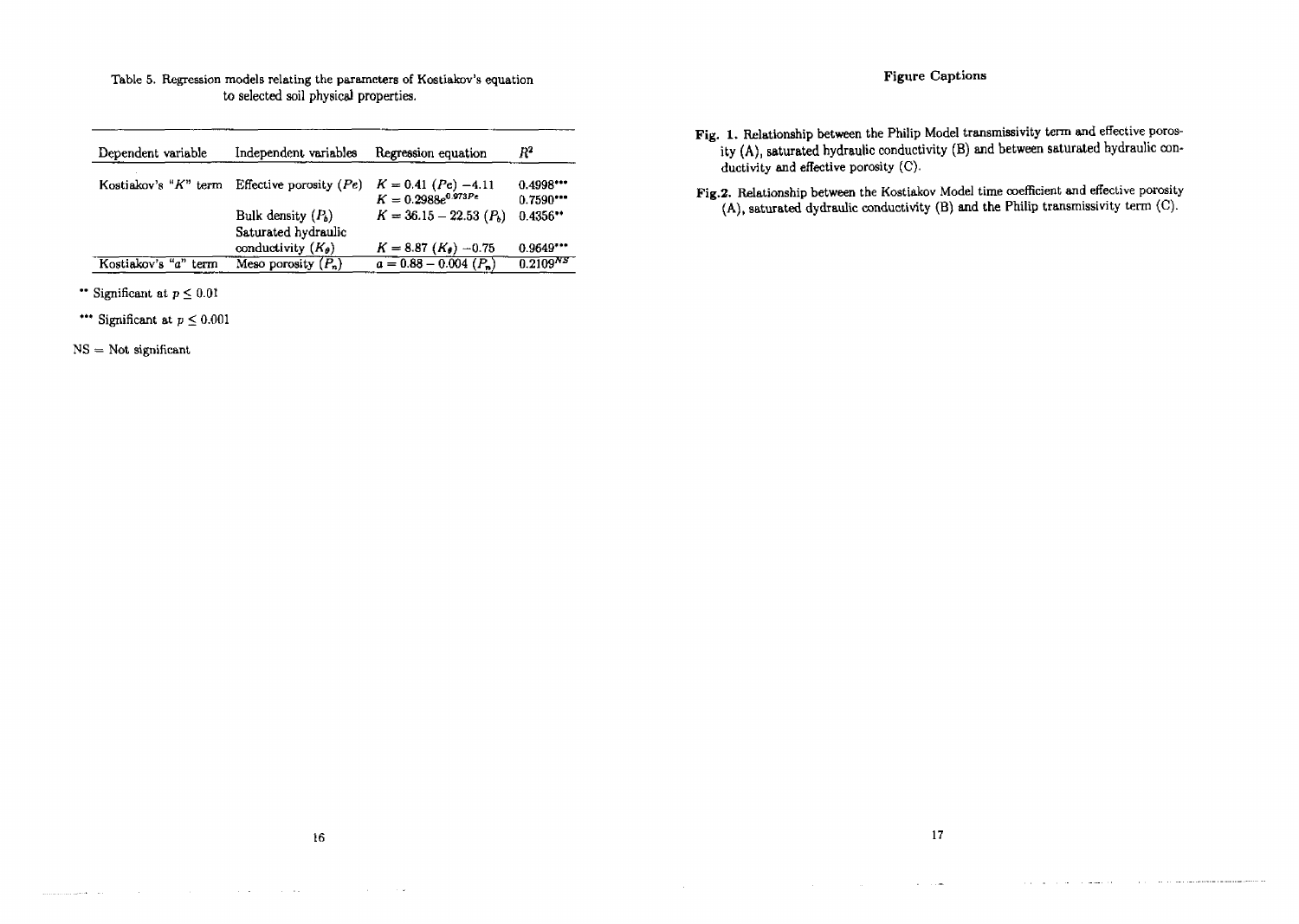Table 5. Regression models relating the parameters of Kostiakov's equation to selected soil physical properties.

| Dependent variable | Independent variables | Regression equation | $R^2$ |
|---|---|---|---|
| Kostiakov's "$K$" term | Effective porosity ($Pe$) | $K = 0.41\ (Pe) - 4.11$ | $0.4998^{***}$ |
| | | $K = 0.2988e^{0.973Pe}$ | $0.7590^{***}$ |
| | Bulk density ($P_b$) | $K = 36.15 - 22.53\ (P_b)$ | $0.4356^{**}$ |
| | Saturated hydraulic conductivity ($K_s$) | $K = 8.87\ (K_s) - 0.75$ | $0.9649^{***}$ |
| Kostiakov's "$a$" term | Meso porosity ($P_m$) | $a = 0.88 - 0.004\ (P_m)$ | $0.2109^{NS}$ |

** Significant at $p \leq 0.01$

*** Significant at $p \leq 0.001$

NS = Not significant

## Figure Captions

**Fig. 1.** Relationship between the Philip Model transmissivity term and effective porosity (A), saturated hydraulic conductivity (B) and between saturated hydraulic conductivity and effective porosity (C).

**Fig.2.** Relationship between the Kostiakov Model time coefficient and effective porosity (A), saturated dydraulic conductivity (B) and the Philip transmissivity term (C).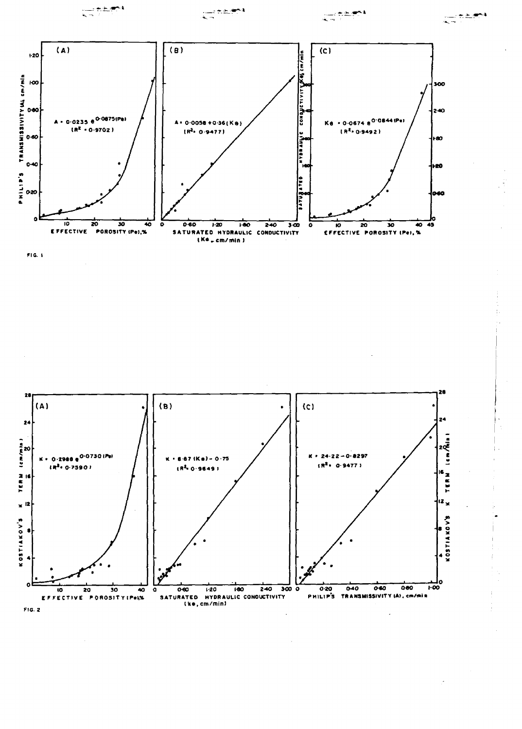(A)

PHILIP'S TRANSMISSIVITY (A), cm/min

$A = 0.0235\, e^{0.0875(Pe)}$

$(R^2 = 0.9702)$

EFFECTIVE POROSITY (Pe),%

(B)

$A = 0.0058 + 0.36(Ke)$

$(R^2 = 0.9477)$

SATURATED HYDRAULIC CONDUCTIVITY (Ke, cm/min)

(C)

SATURATED HYDRAULIC CONDUCTIVITY (Ke) cm/min

$Ke = 0.0674\, e^{0.0844(Pe)}$

$(R^2 = 0.9492)$

EFFECTIVE POROSITY (Pe), %

FIG. 1

(A)

KOSTIAKOV'S K TERM (cm/min)

$K = 0.2988\, e^{0.0730(Pe)}$

$(R^2 = 0.7590)$

EFFECTIVE POROSITY (Pe),%

(B)

$K = 8.67(Ke) - 0.75$

$(R^2 = 0.9649)$

SATURATED HYDRAULIC CONDUCTIVITY (ke, cm/min)

(C)

$K = 24.22 - 0.8297$

$(R^2 = 0.9477)$

PHILIP'S TRANSMISSIVITY (A), cm/min

KOSTIAKOV'S K TERM (cm/min)

FIG. 2